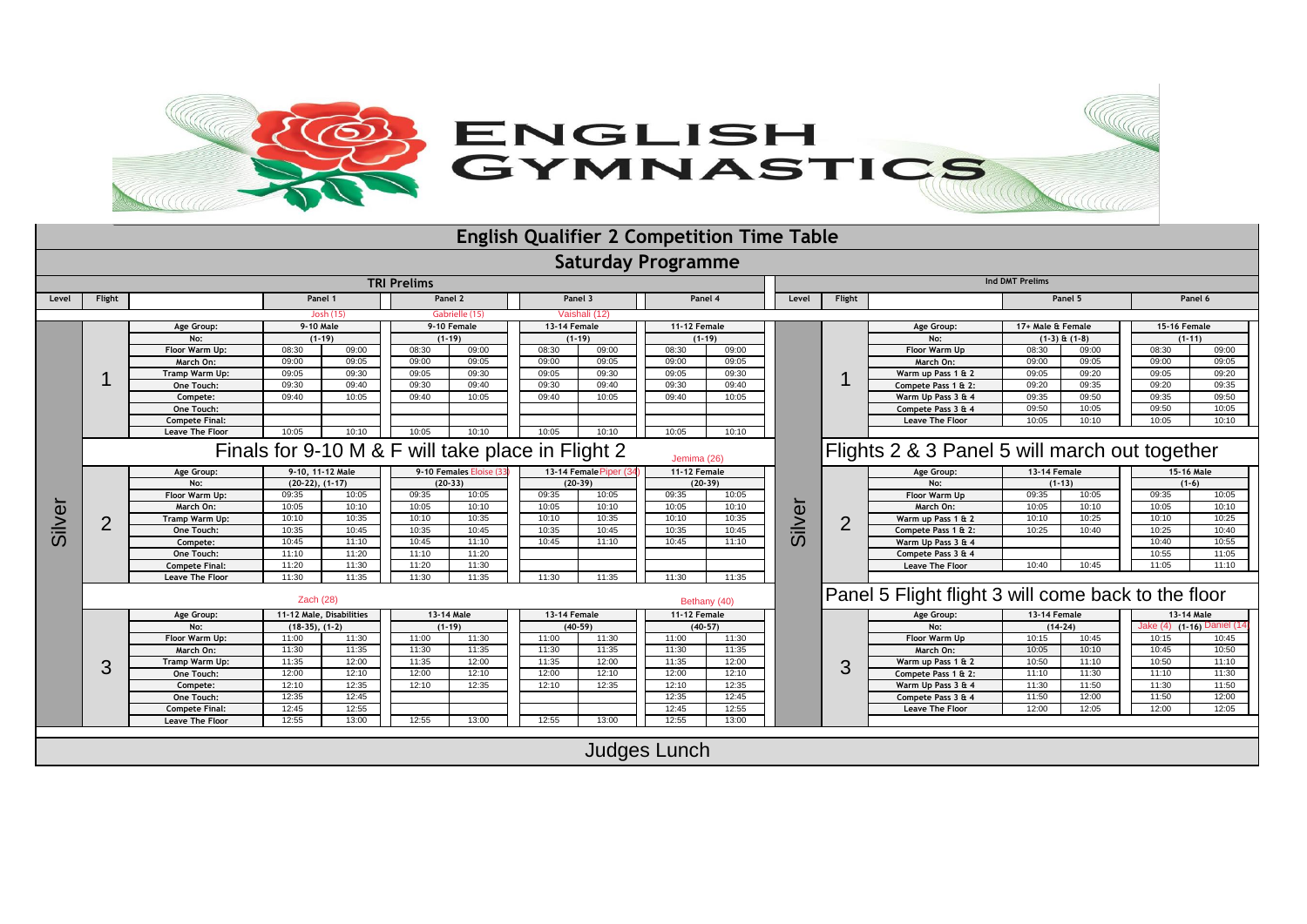ENGLISH GYMNASTICS

# English Qualifier 2 Competition Time Table

## Saturday Programme

### TRI Prelims

| Level | Flight | | Panel 1 | | Panel 2 | | Panel 3 | | Panel 4 | |
|---|---|---|---|---|---|---|---|---|---|---|
| | | | Josh (15) | | Gabrielle (15) | | Vaishali (12) | | | |
| Silver | 1 | Age Group: | 9-10 Male | | 9-10 Female | | 13-14 Female | | 11-12 Female | |
| | | No: | (1-19) | | (1-19) | | (1-19) | | (1-19) | |
| | | Floor Warm Up: | 08:30 | 09:00 | 08:30 | 09:00 | 08:30 | 09:00 | 08:30 | 09:00 |
| | | March On: | 09:00 | 09:05 | 09:00 | 09:05 | 09:00 | 09:05 | 09:00 | 09:05 |
| | | Tramp Warm Up: | 09:05 | 09:30 | 09:05 | 09:30 | 09:05 | 09:30 | 09:05 | 09:30 |
| | | One Touch: | 09:30 | 09:40 | 09:30 | 09:40 | 09:30 | 09:40 | 09:30 | 09:40 |
| | | Compete: | 09:40 | 10:05 | 09:40 | 10:05 | 09:40 | 10:05 | 09:40 | 10:05 |
| | | One Touch: | | | | | | | | |
| | | Compete Final: | | | | | | | | |
| | | Leave The Floor | 10:05 | 10:10 | 10:05 | 10:10 | 10:05 | 10:10 | 10:05 | 10:10 |
| | | Finals for 9-10 M & F will take place in Flight 2 | | | | | | | Jemima (26) | |
| | 2 | Age Group: | 9-10, 11-12 Male | | 9-10 Females Eloise (33) | | 13-14 Female Piper (34) | | 11-12 Female | |
| | | No: | (20-22), (1-17) | | (20-33) | | (20-39) | | (20-39) | |
| | | Floor Warm Up: | 09:35 | 10:05 | 09:35 | 10:05 | 09:35 | 10:05 | 09:35 | 10:05 |
| | | March On: | 10:05 | 10:10 | 10:05 | 10:10 | 10:05 | 10:10 | 10:05 | 10:10 |
| | | Tramp Warm Up: | 10:10 | 10:35 | 10:10 | 10:35 | 10:10 | 10:35 | 10:10 | 10:35 |
| | | One Touch: | 10:35 | 10:45 | 10:35 | 10:45 | 10:35 | 10:45 | 10:35 | 10:45 |
| | | Compete: | 10:45 | 11:10 | 10:45 | 11:10 | 10:45 | 11:10 | 10:45 | 11:10 |
| | | One Touch: | 11:10 | 11:20 | 11:10 | 11:20 | | | | |
| | | Compete Final: | 11:20 | 11:30 | 11:20 | 11:30 | | | | |
| | | Leave The Floor | 11:30 | 11:35 | 11:30 | 11:35 | 11:30 | 11:35 | 11:30 | 11:35 |
| | | | Zach (28) | | | | | | Bethany (40) | |
| | 3 | Age Group: | 11-12 Male, Disabilities | | 13-14 Male | | 13-14 Female | | 11-12 Female | |
| | | No: | (18-35), (1-2) | | (1-19) | | (40-59) | | (40-57) | |
| | | Floor Warm Up: | 11:00 | 11:30 | 11:00 | 11:30 | 11:00 | 11:30 | 11:00 | 11:30 |
| | | March On: | 11:30 | 11:35 | 11:30 | 11:35 | 11:30 | 11:35 | 11:30 | 11:35 |
| | | Tramp Warm Up: | 11:35 | 12:00 | 11:35 | 12:00 | 11:35 | 12:00 | 11:35 | 12:00 |
| | | One Touch: | 12:00 | 12:10 | 12:00 | 12:10 | 12:00 | 12:10 | 12:00 | 12:10 |
| | | Compete: | 12:10 | 12:35 | 12:10 | 12:35 | 12:10 | 12:35 | 12:10 | 12:35 |
| | | One Touch: | 12:35 | 12:45 | | | | | 12:35 | 12:45 |
| | | Compete Final: | 12:45 | 12:55 | | | | | 12:45 | 12:55 |
| | | Leave The Floor | 12:55 | 13:00 | 12:55 | 13:00 | 12:55 | 13:00 | 12:55 | 13:00 |

### Ind DMT Prelims

| Level | Flight | | Panel 5 | | Panel 6 | |
|---|---|---|---|---|---|---|
| Silver | 1 | Age Group: | 17+ Male & Female | | 15-16 Female | |
| | | No: | (1-3) & (1-8) | | (1-11) | |
| | | Floor Warm Up | 08:30 | 09:00 | 08:30 | 09:00 |
| | | March On: | 09:00 | 09:05 | 09:00 | 09:05 |
| | | Warm up Pass 1 & 2 | 09:05 | 09:20 | 09:05 | 09:20 |
| | | Compete Pass 1 & 2: | 09:20 | 09:35 | 09:20 | 09:35 |
| | | Warm Up Pass 3 & 4 | 09:35 | 09:50 | 09:35 | 09:50 |
| | | Compete Pass 3 & 4 | 09:50 | 10:05 | 09:50 | 10:05 |
| | | Leave The Floor | 10:05 | 10:10 | 10:05 | 10:10 |
| | | Flights 2 & 3 Panel 5 will march out together | | | | |
| | 2 | Age Group: | 13-14 Female | | 15-16 Male | |
| | | No: | (1-13) | | (1-6) | |
| | | Floor Warm Up | 09:35 | 10:05 | 09:35 | 10:05 |
| | | March On: | 10:05 | 10:10 | 10:05 | 10:10 |
| | | Warm up Pass 1 & 2 | 10:10 | 10:25 | 10:10 | 10:25 |
| | | Compete Pass 1 & 2: | 10:25 | 10:40 | 10:25 | 10:40 |
| | | Warm Up Pass 3 & 4 | | | 10:40 | 10:55 |
| | | Compete Pass 3 & 4 | | | 10:55 | 11:05 |
| | | Leave The Floor | 10:40 | 10:45 | 11:05 | 11:10 |
| | | Panel 5 Flight flight 3 will come back to the floor | | | | |
| | 3 | Age Group: | 13-14 Female | | 13-14 Male | |
| | | No: | (14-24) | | Jake (4) (1-16) Daniel (14) | |
| | | Floor Warm Up | 10:15 | 10:45 | 10:15 | 10:45 |
| | | March On: | 10:05 | 10:10 | 10:45 | 10:50 |
| | | Warm up Pass 1 & 2 | 10:50 | 11:10 | 10:50 | 11:10 |
| | | Compete Pass 1 & 2: | 11:10 | 11:30 | 11:10 | 11:30 |
| | | Warm Up Pass 3 & 4 | 11:30 | 11:50 | 11:30 | 11:50 |
| | | Compete Pass 3 & 4 | 11:50 | 12:00 | 11:50 | 12:00 |
| | | Leave The Floor | 12:00 | 12:05 | 12:00 | 12:05 |

Judges Lunch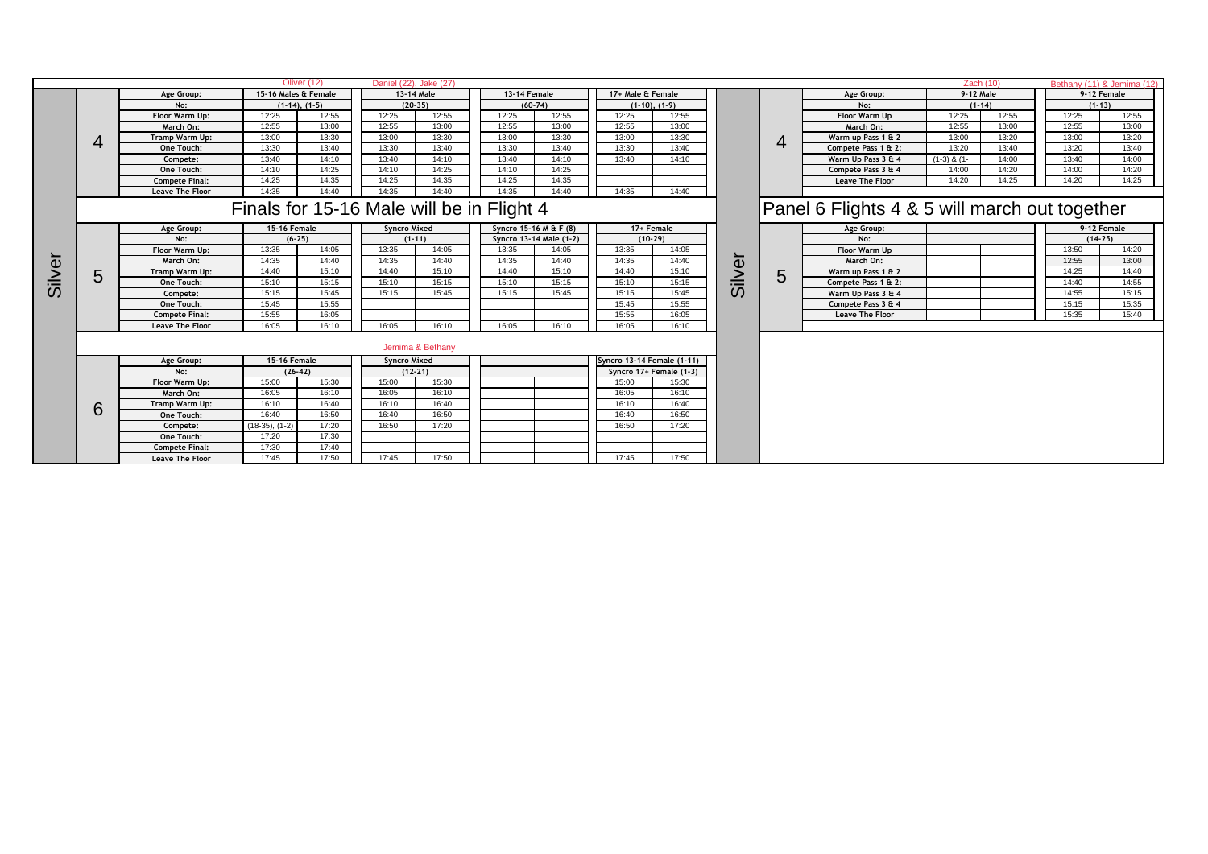| | | | Oliver (12) | | Daniel (22), Jake (27) | | | | | |
|---|---|---|---|---|---|---|---|---|---|---|
| Silver | 4 | Age Group: | 15-16 Males & Female | | 13-14 Male | | 13-14 Female | | 17+ Male & Female | |
| | | No: | (1-14), (1-5) | | (20-35) | | (60-74) | | (1-10), (1-9) | |
| | | Floor Warm Up: | 12:25 | 12:55 | 12:25 | 12:55 | 12:25 | 12:55 | 12:25 | 12:55 |
| | | March On: | 12:55 | 13:00 | 12:55 | 13:00 | 12:55 | 13:00 | 12:55 | 13:00 |
| | | Tramp Warm Up: | 13:00 | 13:30 | 13:00 | 13:30 | 13:00 | 13:30 | 13:00 | 13:30 |
| | | One Touch: | 13:30 | 13:40 | 13:30 | 13:40 | 13:30 | 13:40 | 13:30 | 13:40 |
| | | Compete: | 13:40 | 14:10 | 13:40 | 14:10 | 13:40 | 14:10 | 13:40 | 14:10 |
| | | One Touch: | 14:10 | 14:25 | 14:10 | 14:25 | 14:10 | 14:25 | | |
| | | Compete Final: | 14:25 | 14:35 | 14:25 | 14:35 | 14:25 | 14:35 | | |
| | | Leave The Floor | 14:35 | 14:40 | 14:35 | 14:40 | 14:35 | 14:40 | 14:35 | 14:40 |
| | | Finals for 15-16 Male will be in Flight 4 | | | | | | | | |
| | 5 | Age Group: | 15-16 Female | | Syncro Mixed | | Syncro 15-16 M & F (8) | | 17+ Female | |
| | | No: | (6-25) | | (1-11) | | Syncro 13-14 Male (1-2) | | (10-29) | |
| | | Floor Warm Up: | 13:35 | 14:05 | 13:35 | 14:05 | 13:35 | 14:05 | 13:35 | 14:05 |
| | | March On: | 14:35 | 14:40 | 14:35 | 14:40 | 14:35 | 14:40 | 14:35 | 14:40 |
| | | Tramp Warm Up: | 14:40 | 15:10 | 14:40 | 15:10 | 14:40 | 15:10 | 14:40 | 15:10 |
| | | One Touch: | 15:10 | 15:15 | 15:10 | 15:15 | 15:10 | 15:15 | 15:10 | 15:15 |
| | | Compete: | 15:15 | 15:45 | 15:15 | 15:45 | 15:15 | 15:45 | 15:15 | 15:45 |
| | | One Touch: | 15:45 | 15:55 | | | | | 15:45 | 15:55 |
| | | Compete Final: | 15:55 | 16:05 | | | | | 15:55 | 16:05 |
| | | Leave The Floor | 16:05 | 16:10 | 16:05 | 16:10 | 16:05 | 16:10 | 16:05 | 16:10 |
| | | | | | Jemima & Bethany | | | | | |
| | 6 | Age Group: | 15-16 Female | | Syncro Mixed | | | | Syncro 13-14 Female (1-11) | |
| | | No: | (26-42) | | (12-21) | | | | Syncro 17+ Female (1-3) | |
| | | Floor Warm Up: | 15:00 | 15:30 | 15:00 | 15:30 | | | 15:00 | 15:30 |
| | | March On: | 16:05 | 16:10 | 16:05 | 16:10 | | | 16:05 | 16:10 |
| | | Tramp Warm Up: | 16:10 | 16:40 | 16:10 | 16:40 | | | 16:10 | 16:40 |
| | | One Touch: | 16:40 | 16:50 | 16:40 | 16:50 | | | 16:40 | 16:50 |
| | | Compete: | (18-35), (1-2) | 17:20 | 16:50 | 17:20 | | | 16:50 | 17:20 |
| | | One Touch: | 17:20 | 17:30 | | | | | | |
| | | Compete Final: | 17:30 | 17:40 | | | | | | |
| | | Leave The Floor | 17:45 | 17:50 | 17:45 | 17:50 | | | 17:45 | 17:50 |

| | | | Zach (10) | | Bethany (11) & Jemima (12) | |
|---|---|---|---|---|---|---|
| Silver | 4 | Age Group: | 9-12 Male | | 9-12 Female | |
| | | No: | (1-14) | | (1-13) | |
| | | Floor Warm Up | 12:25 | 12:55 | 12:25 | 12:55 |
| | | March On: | 12:55 | 13:00 | 12:55 | 13:00 |
| | | Warm up Pass 1 & 2 | 13:00 | 13:20 | 13:00 | 13:20 |
| | | Compete Pass 1 & 2: | 13:20 | 13:40 | 13:20 | 13:40 |
| | | Warm Up Pass 3 & 4 | (1-3) & (1- | 14:00 | 13:40 | 14:00 |
| | | Compete Pass 3 & 4 | 14:00 | 14:20 | 14:00 | 14:20 |
| | | Leave The Floor | 14:20 | 14:25 | 14:20 | 14:25 |
| | | Panel 6 Flights 4 & 5 will march out together | | | | |
| | 5 | Age Group: | | | 9-12 Female | |
| | | No: | | | (14-25) | |
| | | Floor Warm Up | | | 13:50 | 14:20 |
| | | March On: | | | 12:55 | 13:00 |
| | | Warm up Pass 1 & 2 | | | 14:25 | 14:40 |
| | | Compete Pass 1 & 2: | | | 14:40 | 14:55 |
| | | Warm Up Pass 3 & 4 | | | 14:55 | 15:15 |
| | | Compete Pass 3 & 4 | | | 15:15 | 15:35 |
| | | Leave The Floor | | | 15:35 | 15:40 |